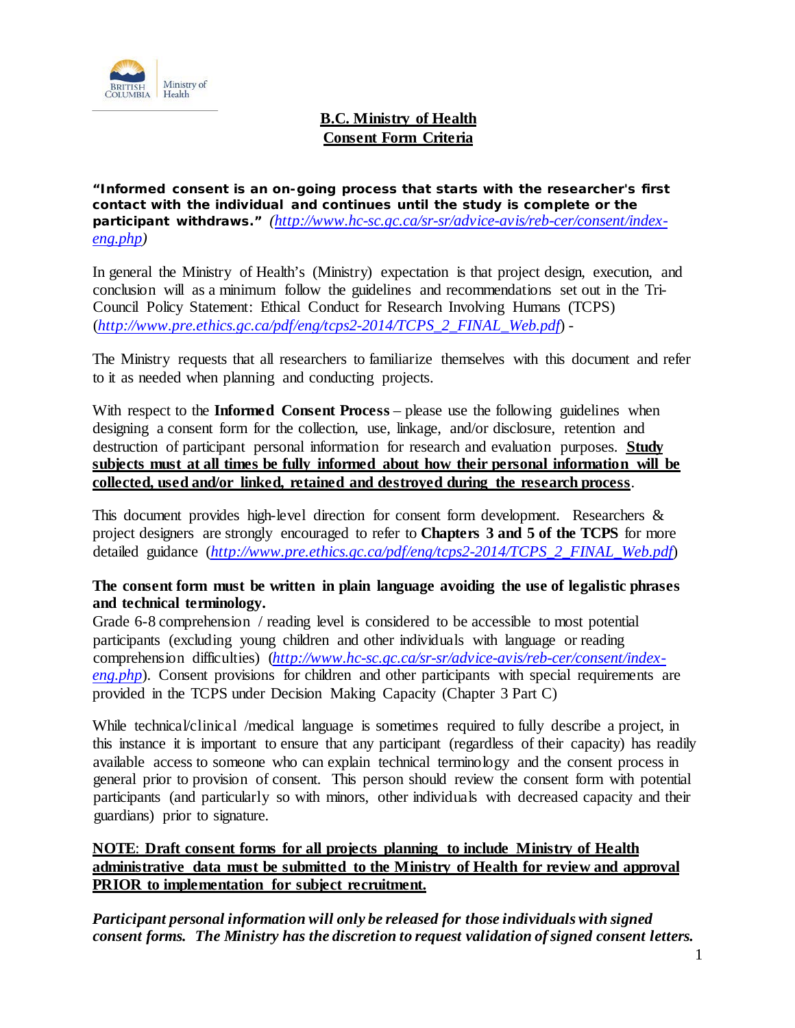# B.C. Ministry of Health
# Consent Form Criteria

**"Informed consent is an on-going process that starts with the researcher's first contact with the individual and continues until the study is complete or the participant withdraws."** *(http://www.hc-sc.gc.ca/sr-sr/advice-avis/reb-cer/consent/index-eng.php)*

In general the Ministry of Health's (Ministry) expectation is that project design, execution, and conclusion will as a minimum follow the guidelines and recommendations set out in the Tri-Council Policy Statement: Ethical Conduct for Research Involving Humans (TCPS) (*http://www.pre.ethics.gc.ca/pdf/eng/tcps2-2014/TCPS_2_FINAL_Web.pdf*) -

The Ministry requests that all researchers to familiarize themselves with this document and refer to it as needed when planning and conducting projects.

With respect to the **Informed Consent Process** – please use the following guidelines when designing a consent form for the collection, use, linkage, and/or disclosure, retention and destruction of participant personal information for research and evaluation purposes. **Study subjects must at all times be fully informed about how their personal information will be collected, used and/or linked, retained and destroyed during the research process**.

This document provides high-level direction for consent form development. Researchers & project designers are strongly encouraged to refer to **Chapters 3 and 5 of the TCPS** for more detailed guidance (*http://www.pre.ethics.gc.ca/pdf/eng/tcps2-2014/TCPS_2_FINAL_Web.pdf*)

**The consent form must be written in plain language avoiding the use of legalistic phrases and technical terminology.**

Grade 6-8 comprehension / reading level is considered to be accessible to most potential participants (excluding young children and other individuals with language or reading comprehension difficulties) (*http://www.hc-sc.gc.ca/sr-sr/advice-avis/reb-cer/consent/index-eng.php*). Consent provisions for children and other participants with special requirements are provided in the TCPS under Decision Making Capacity (Chapter 3 Part C)

While technical/clinical /medical language is sometimes required to fully describe a project, in this instance it is important to ensure that any participant (regardless of their capacity) has readily available access to someone who can explain technical terminology and the consent process in general prior to provision of consent. This person should review the consent form with potential participants (and particularly so with minors, other individuals with decreased capacity and their guardians) prior to signature.

**NOTE: Draft consent forms for all projects planning to include Ministry of Health administrative data must be submitted to the Ministry of Health for review and approval PRIOR to implementation for subject recruitment.**

***Participant personal information will only be released for those individuals with signed consent forms. The Ministry has the discretion to request validation of signed consent letters.***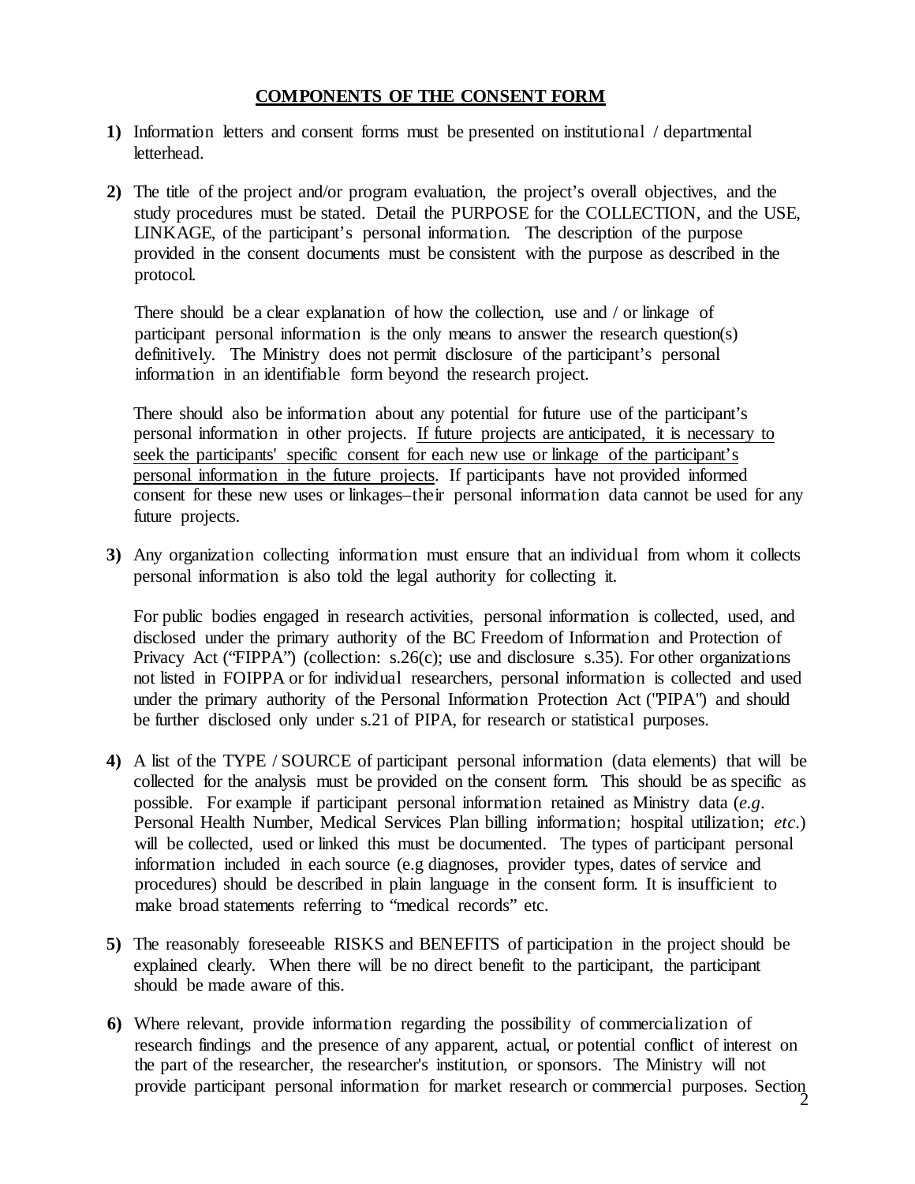## <u>COMPONENTS OF THE CONSENT FORM</u>

**1)** Information letters and consent forms must be presented on institutional / departmental letterhead.

**2)** The title of the project and/or program evaluation, the project's overall objectives, and the study procedures must be stated. Detail the PURPOSE for the COLLECTION, and the USE, LINKAGE, of the participant's personal information. The description of the purpose provided in the consent documents must be consistent with the purpose as described in the protocol.

There should be a clear explanation of how the collection, use and / or linkage of participant personal information is the only means to answer the research question(s) definitively. The Ministry does not permit disclosure of the participant's personal information in an identifiable form beyond the research project.

There should also be information about any potential for future use of the participant's personal information in other projects. <u>If future projects are anticipated, it is necessary to seek the participants' specific consent for each new use or linkage of the participant's personal information in the future projects</u>. If participants have not provided informed consent for these new uses or linkages–their personal information data cannot be used for any future projects.

**3)** Any organization collecting information must ensure that an individual from whom it collects personal information is also told the legal authority for collecting it.

For public bodies engaged in research activities, personal information is collected, used, and disclosed under the primary authority of the BC Freedom of Information and Protection of Privacy Act ("FIPPA") (collection: s.26(c); use and disclosure s.35). For other organizations not listed in FOIPPA or for individual researchers, personal information is collected and used under the primary authority of the Personal Information Protection Act ("PIPA") and should be further disclosed only under s.21 of PIPA, for research or statistical purposes.

**4)** A list of the TYPE / SOURCE of participant personal information (data elements) that will be collected for the analysis must be provided on the consent form. This should be as specific as possible. For example if participant personal information retained as Ministry data (*e.g*. Personal Health Number, Medical Services Plan billing information; hospital utilization; *etc*.) will be collected, used or linked this must be documented. The types of participant personal information included in each source (e.g diagnoses, provider types, dates of service and procedures) should be described in plain language in the consent form. It is insufficient to make broad statements referring to "medical records" etc.

**5)** The reasonably foreseeable RISKS and BENEFITS of participation in the project should be explained clearly. When there will be no direct benefit to the participant, the participant should be made aware of this.

**6)** Where relevant, provide information regarding the possibility of commercialization of research findings and the presence of any apparent, actual, or potential conflict of interest on the part of the researcher, the researcher's institution, or sponsors. The Ministry will not provide participant personal information for market research or commercial purposes. Section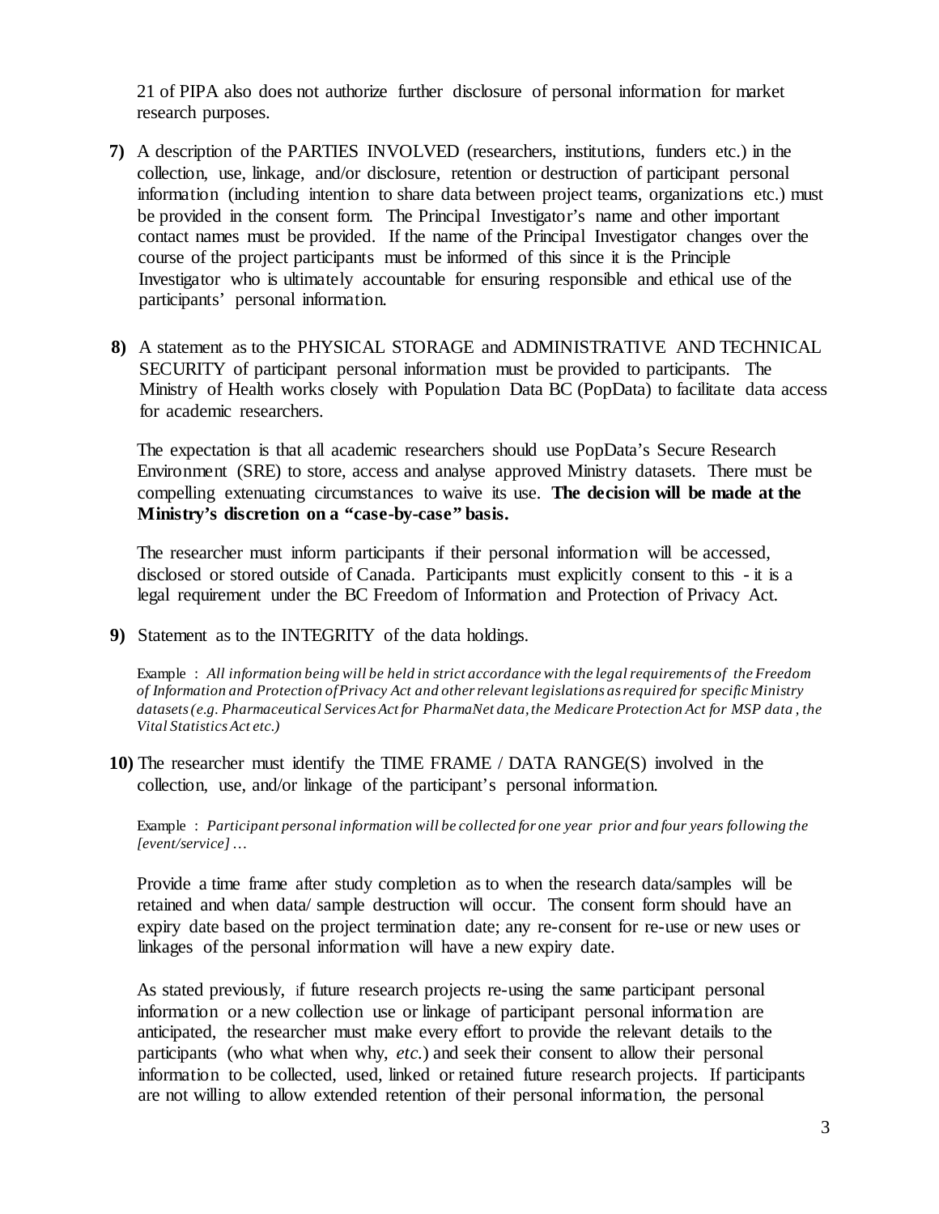21 of PIPA also does not authorize further disclosure of personal information for market research purposes.

**7)** A description of the PARTIES INVOLVED (researchers, institutions, funders etc.) in the collection, use, linkage, and/or disclosure, retention or destruction of participant personal information (including intention to share data between project teams, organizations etc.) must be provided in the consent form. The Principal Investigator's name and other important contact names must be provided. If the name of the Principal Investigator changes over the course of the project participants must be informed of this since it is the Principle Investigator who is ultimately accountable for ensuring responsible and ethical use of the participants' personal information.

**8)** A statement as to the PHYSICAL STORAGE and ADMINISTRATIVE AND TECHNICAL SECURITY of participant personal information must be provided to participants. The Ministry of Health works closely with Population Data BC (PopData) to facilitate data access for academic researchers.

The expectation is that all academic researchers should use PopData's Secure Research Environment (SRE) to store, access and analyse approved Ministry datasets. There must be compelling extenuating circumstances to waive its use. **The decision will be made at the Ministry's discretion on a "case-by-case" basis.**

The researcher must inform participants if their personal information will be accessed, disclosed or stored outside of Canada. Participants must explicitly consent to this - it is a legal requirement under the BC Freedom of Information and Protection of Privacy Act.

**9)** Statement as to the INTEGRITY of the data holdings.

Example : *All information being will be held in strict accordance with the legal requirements of the Freedom of Information and Protection of Privacy Act and other relevant legislations as required for specific Ministry datasets (e.g. Pharmaceutical Services Act for PharmaNet data, the Medicare Protection Act for MSP data , the Vital Statistics Act etc.)*

**10)** The researcher must identify the TIME FRAME / DATA RANGE(S) involved in the collection, use, and/or linkage of the participant's personal information.

Example : *Participant personal information will be collected for one year prior and four years following the [event/service] …*

Provide a time frame after study completion as to when the research data/samples will be retained and when data/ sample destruction will occur. The consent form should have an expiry date based on the project termination date; any re-consent for re-use or new uses or linkages of the personal information will have a new expiry date.

As stated previously, if future research projects re-using the same participant personal information or a new collection use or linkage of participant personal information are anticipated, the researcher must make every effort to provide the relevant details to the participants (who what when why, *etc.*) and seek their consent to allow their personal information to be collected, used, linked or retained future research projects. If participants are not willing to allow extended retention of their personal information, the personal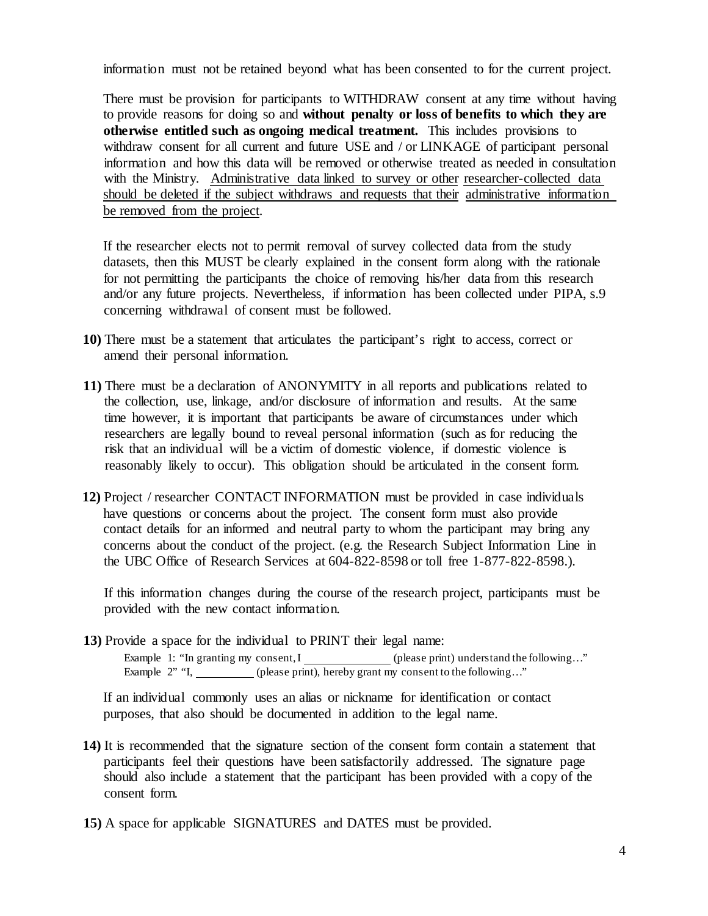information must not be retained beyond what has been consented to for the current project.

There must be provision for participants to WITHDRAW consent at any time without having to provide reasons for doing so and **without penalty or loss of benefits to which they are otherwise entitled such as ongoing medical treatment.** This includes provisions to withdraw consent for all current and future USE and / or LINKAGE of participant personal information and how this data will be removed or otherwise treated as needed in consultation with the Ministry. <u>Administrative data linked to survey or other researcher-collected data should be deleted if the subject withdraws and requests that their administrative information be removed from the project</u>.

If the researcher elects not to permit removal of survey collected data from the study datasets, then this MUST be clearly explained in the consent form along with the rationale for not permitting the participants the choice of removing his/her data from this research and/or any future projects. Nevertheless, if information has been collected under PIPA, s.9 concerning withdrawal of consent must be followed.

**10)** There must be a statement that articulates the participant's right to access, correct or amend their personal information.

**11)** There must be a declaration of ANONYMITY in all reports and publications related to the collection, use, linkage, and/or disclosure of information and results. At the same time however, it is important that participants be aware of circumstances under which researchers are legally bound to reveal personal information (such as for reducing the risk that an individual will be a victim of domestic violence, if domestic violence is reasonably likely to occur). This obligation should be articulated in the consent form.

**12)** Project / researcher CONTACT INFORMATION must be provided in case individuals have questions or concerns about the project. The consent form must also provide contact details for an informed and neutral party to whom the participant may bring any concerns about the conduct of the project. (e.g. the Research Subject Information Line in the UBC Office of Research Services at 604-822-8598 or toll free 1-877-822-8598.).

If this information changes during the course of the research project, participants must be provided with the new contact information.

**13)** Provide a space for the individual to PRINT their legal name:

Example 1: "In granting my consent, I ______________ (please print) understand the following…"
Example 2" "I, __________ (please print), hereby grant my consent to the following…"

If an individual commonly uses an alias or nickname for identification or contact purposes, that also should be documented in addition to the legal name.

**14)** It is recommended that the signature section of the consent form contain a statement that participants feel their questions have been satisfactorily addressed. The signature page should also include a statement that the participant has been provided with a copy of the consent form.

**15)** A space for applicable SIGNATURES and DATES must be provided.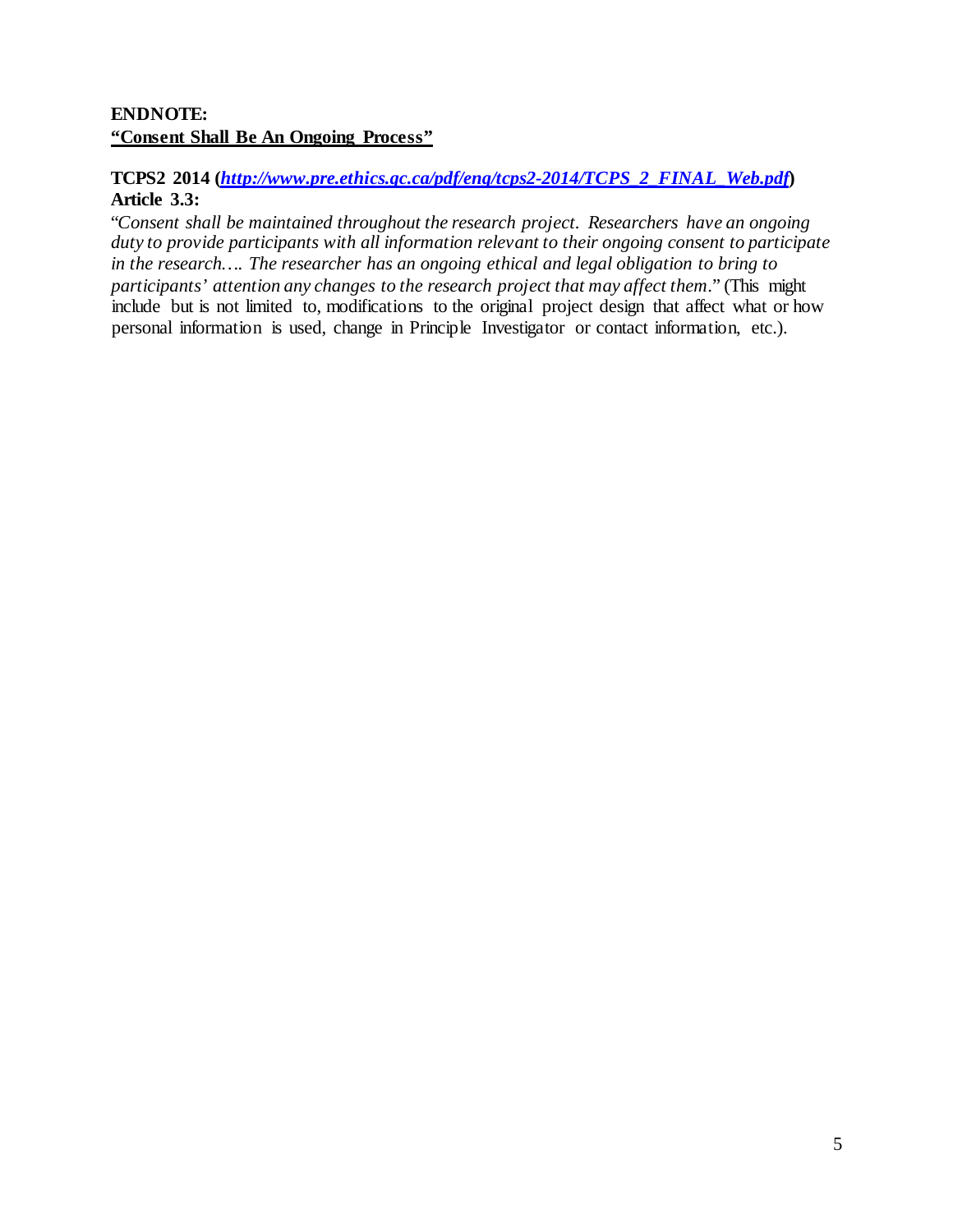**ENDNOTE:**
**"Consent Shall Be An Ongoing Process"**

**TCPS2 2014 ([*http://www.pre.ethics.gc.ca/pdf/eng/tcps2-2014/TCPS_2_FINAL_Web.pdf*](http://www.pre.ethics.gc.ca/pdf/eng/tcps2-2014/TCPS_2_FINAL_Web.pdf))**
**Article 3.3:**

"*Consent shall be maintained throughout the research project. Researchers have an ongoing duty to provide participants with all information relevant to their ongoing consent to participate in the research…. The researcher has an ongoing ethical and legal obligation to bring to participants' attention any changes to the research project that may affect them*." (This might include but is not limited to, modifications to the original project design that affect what or how personal information is used, change in Principle Investigator or contact information, etc.).